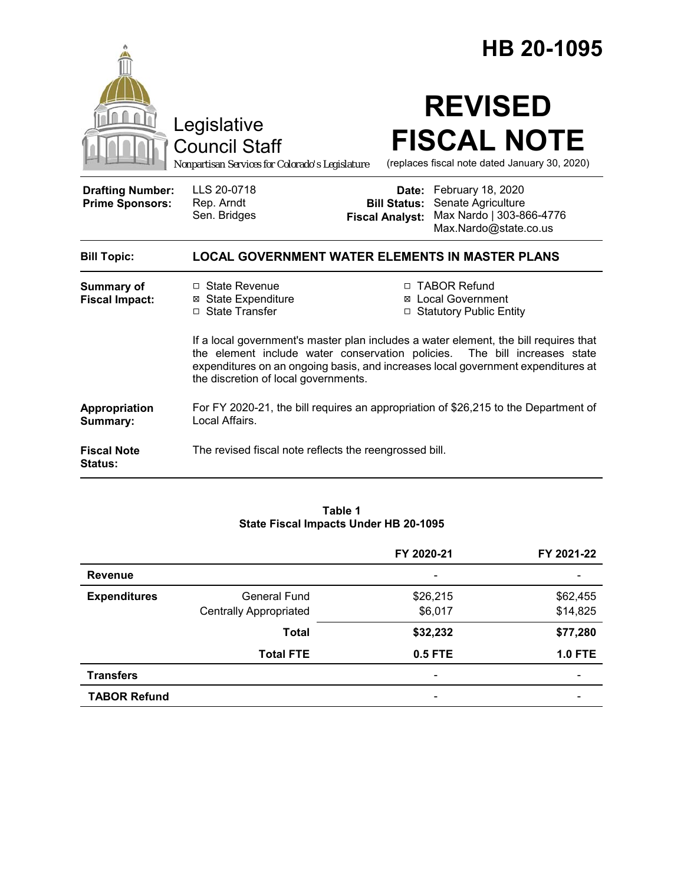# HB 20-1095

Legislative Council Staff

*Nonpartisan Services for Colorado's Legislature*

# REVISED FISCAL NOTE

(replaces fiscal note dated January 30, 2020)

| | | | |
|---|---|---|---|
| **Drafting Number:** | LLS 20-0718 | **Date:** | February 18, 2020 |
| **Prime Sponsors:** | Rep. Arndt<br>Sen. Bridges | **Bill Status:** | Senate Agriculture |
| | | **Fiscal Analyst:** | Max Nardo \| 303-866-4776<br>Max.Nardo@state.co.us |

**Bill Topic:** **LOCAL GOVERNMENT WATER ELEMENTS IN MASTER PLANS**

**Summary of Fiscal Impact:**

- ☐ State Revenue
- ☒ State Expenditure
- ☐ State Transfer
- ☐ TABOR Refund
- ☒ Local Government
- ☐ Statutory Public Entity

If a local government's master plan includes a water element, the bill requires that the element include water conservation policies. The bill increases state expenditures on an ongoing basis, and increases local government expenditures at the discretion of local governments.

**Appropriation Summary:** For FY 2020-21, the bill requires an appropriation of $26,215 to the Department of Local Affairs.

**Fiscal Note Status:** The revised fiscal note reflects the reengrossed bill.

**Table 1**
**State Fiscal Impacts Under HB 20-1095**

| | | FY 2020-21 | FY 2021-22 |
|---|---|---|---|
| **Revenue** | | - | - |
| **Expenditures** | General Fund | $26,215 | $62,455 |
| | Centrally Appropriated | $6,017 | $14,825 |
| | **Total** | **$32,232** | **$77,280** |
| | **Total FTE** | **0.5 FTE** | **1.0 FTE** |
| **Transfers** | | - | - |
| **TABOR Refund** | | - | - |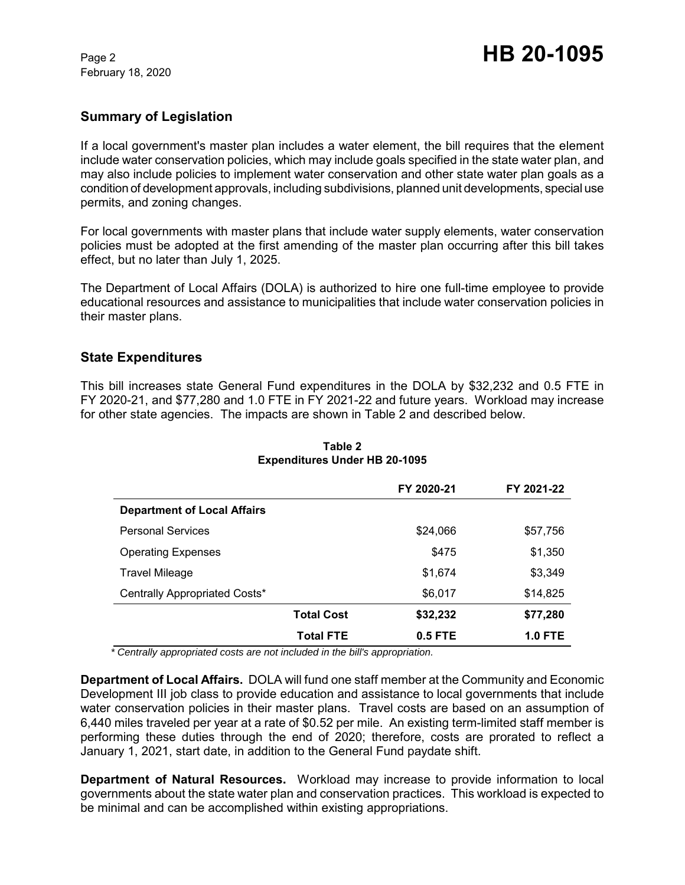## Summary of Legislation

If a local government's master plan includes a water element, the bill requires that the element include water conservation policies, which may include goals specified in the state water plan, and may also include policies to implement water conservation and other state water plan goals as a condition of development approvals, including subdivisions, planned unit developments, special use permits, and zoning changes.

For local governments with master plans that include water supply elements, water conservation policies must be adopted at the first amending of the master plan occurring after this bill takes effect, but no later than July 1, 2025.

The Department of Local Affairs (DOLA) is authorized to hire one full-time employee to provide educational resources and assistance to municipalities that include water conservation policies in their master plans.

## State Expenditures

This bill increases state General Fund expenditures in the DOLA by $32,232 and 0.5 FTE in FY 2020-21, and $77,280 and 1.0 FTE in FY 2021-22 and future years. Workload may increase for other state agencies. The impacts are shown in Table 2 and described below.

**Table 2**
**Expenditures Under HB 20-1095**

| | | FY 2020-21 | FY 2021-22 |
|---|---|---|---|
| **Department of Local Affairs** | | | |
| Personal Services | | $24,066 | $57,756 |
| Operating Expenses | | $475 | $1,350 |
| Travel Mileage | | $1,674 | $3,349 |
| Centrally Appropriated Costs* | | $6,017 | $14,825 |
| | **Total Cost** | **$32,232** | **$77,280** |
| | **Total FTE** | **0.5 FTE** | **1.0 FTE** |

*\* Centrally appropriated costs are not included in the bill's appropriation.*

**Department of Local Affairs.** DOLA will fund one staff member at the Community and Economic Development III job class to provide education and assistance to local governments that include water conservation policies in their master plans. Travel costs are based on an assumption of 6,440 miles traveled per year at a rate of $0.52 per mile. An existing term-limited staff member is performing these duties through the end of 2020; therefore, costs are prorated to reflect a January 1, 2021, start date, in addition to the General Fund paydate shift.

**Department of Natural Resources.** Workload may increase to provide information to local governments about the state water plan and conservation practices. This workload is expected to be minimal and can be accomplished within existing appropriations.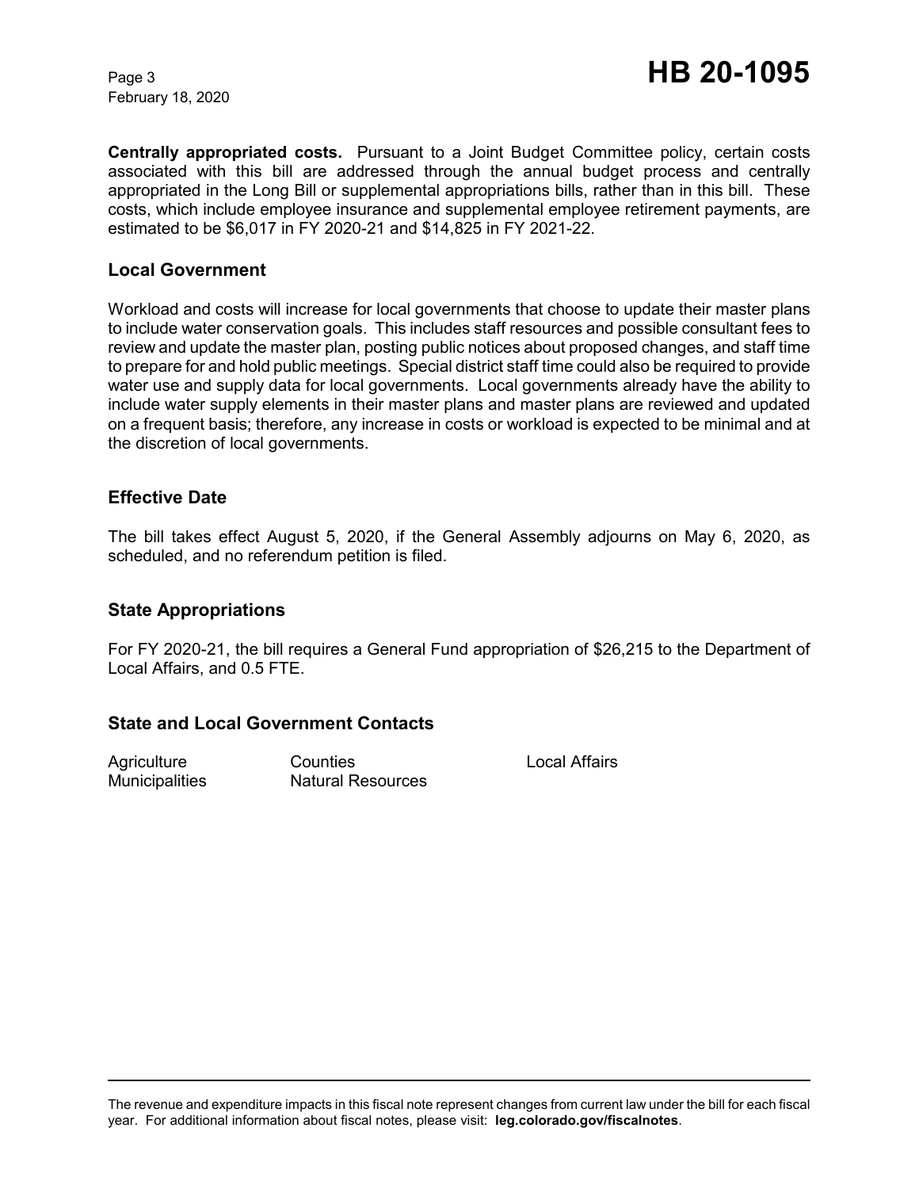**Centrally appropriated costs.** Pursuant to a Joint Budget Committee policy, certain costs associated with this bill are addressed through the annual budget process and centrally appropriated in the Long Bill or supplemental appropriations bills, rather than in this bill. These costs, which include employee insurance and supplemental employee retirement payments, are estimated to be $6,017 in FY 2020-21 and $14,825 in FY 2021-22.

## Local Government

Workload and costs will increase for local governments that choose to update their master plans to include water conservation goals. This includes staff resources and possible consultant fees to review and update the master plan, posting public notices about proposed changes, and staff time to prepare for and hold public meetings. Special district staff time could also be required to provide water use and supply data for local governments. Local governments already have the ability to include water supply elements in their master plans and master plans are reviewed and updated on a frequent basis; therefore, any increase in costs or workload is expected to be minimal and at the discretion of local governments.

## Effective Date

The bill takes effect August 5, 2020, if the General Assembly adjourns on May 6, 2020, as scheduled, and no referendum petition is filed.

## State Appropriations

For FY 2020-21, the bill requires a General Fund appropriation of $26,215 to the Department of Local Affairs, and 0.5 FTE.

## State and Local Government Contacts

| | | |
|---|---|---|
| Agriculture | Counties | Local Affairs |
| Municipalities | Natural Resources | |

The revenue and expenditure impacts in this fiscal note represent changes from current law under the bill for each fiscal year. For additional information about fiscal notes, please visit: **leg.colorado.gov/fiscalnotes**.